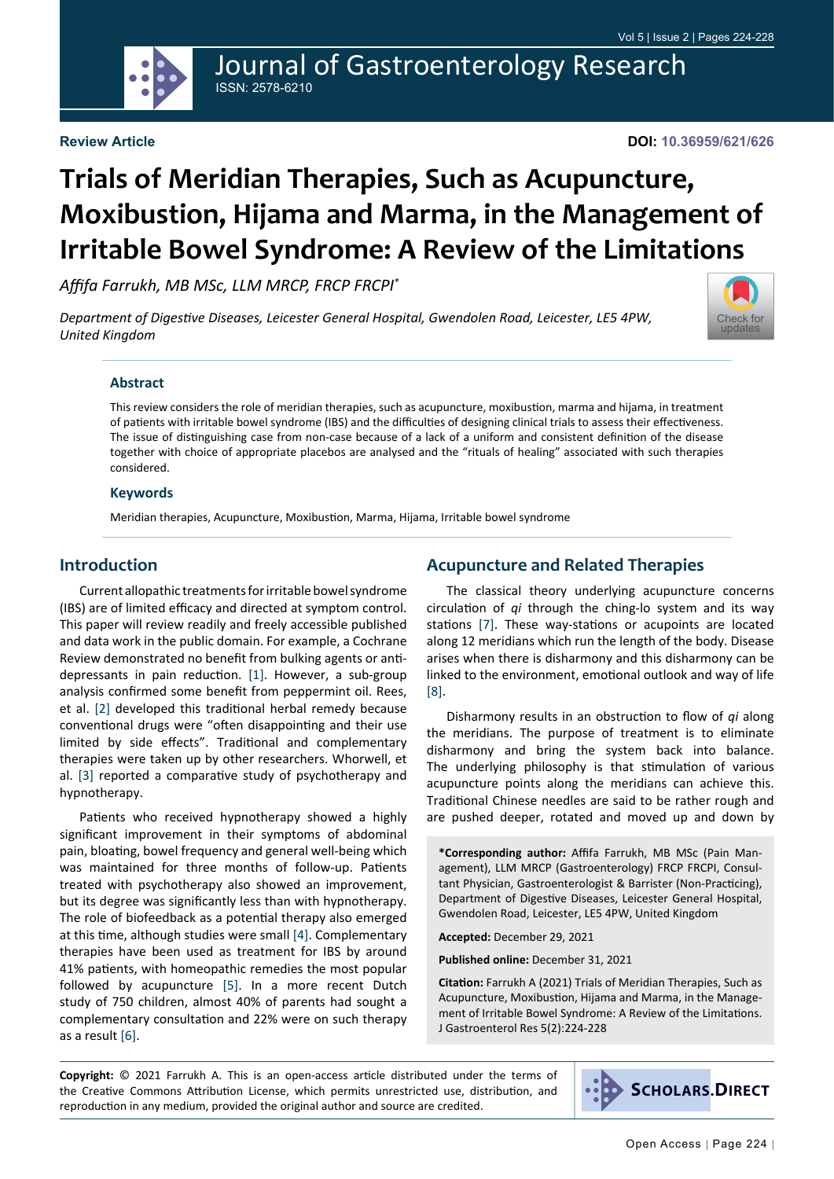Review Article

DOI: 10.36959/621/626

# Trials of Meridian Therapies, Such as Acupuncture, Moxibustion, Hijama and Marma, in the Management of Irritable Bowel Syndrome: A Review of the Limitations

*Affifa Farrukh, MB MSc, LLM MRCP, FRCP FRCPI\**

*Department of Digestive Diseases, Leicester General Hospital, Gwendolen Road, Leicester, LE5 4PW, United Kingdom*

### Abstract

This review considers the role of meridian therapies, such as acupuncture, moxibustion, marma and hijama, in treatment of patients with irritable bowel syndrome (IBS) and the difficulties of designing clinical trials to assess their effectiveness. The issue of distinguishing case from non-case because of a lack of a uniform and consistent definition of the disease together with choice of appropriate placebos are analysed and the "rituals of healing" associated with such therapies considered.

### Keywords

Meridian therapies, Acupuncture, Moxibustion, Marma, Hijama, Irritable bowel syndrome

## Introduction

Current allopathic treatments for irritable bowel syndrome (IBS) are of limited efficacy and directed at symptom control. This paper will review readily and freely accessible published and data work in the public domain. For example, a Cochrane Review demonstrated no benefit from bulking agents or anti-depressants in pain reduction. [1]. However, a sub-group analysis confirmed some benefit from peppermint oil. Rees, et al. [2] developed this traditional herbal remedy because conventional drugs were "often disappointing and their use limited by side effects". Traditional and complementary therapies were taken up by other researchers. Whorwell, et al. [3] reported a comparative study of psychotherapy and hypnotherapy.

Patients who received hypnotherapy showed a highly significant improvement in their symptoms of abdominal pain, bloating, bowel frequency and general well-being which was maintained for three months of follow-up. Patients treated with psychotherapy also showed an improvement, but its degree was significantly less than with hypnotherapy. The role of biofeedback as a potential therapy also emerged at this time, although studies were small [4]. Complementary therapies have been used as treatment for IBS by around 41% patients, with homeopathic remedies the most popular followed by acupuncture [5]. In a more recent Dutch study of 750 children, almost 40% of parents had sought a complementary consultation and 22% were on such therapy as a result [6].

## Acupuncture and Related Therapies

The classical theory underlying acupuncture concerns circulation of *qi* through the ching-lo system and its way stations [7]. These way-stations or acupoints are located along 12 meridians which run the length of the body. Disease arises when there is disharmony and this disharmony can be linked to the environment, emotional outlook and way of life [8].

Disharmony results in an obstruction to flow of *qi* along the meridians. The purpose of treatment is to eliminate disharmony and bring the system back into balance. The underlying philosophy is that stimulation of various acupuncture points along the meridians can achieve this. Traditional Chinese needles are said to be rather rough and are pushed deeper, rotated and moved up and down by

**\*Corresponding author:** Affifa Farrukh, MB MSc (Pain Management), LLM MRCP (Gastroenterology) FRCP FRCPI, Consultant Physician, Gastroenterologist & Barrister (Non-Practicing), Department of Digestive Diseases, Leicester General Hospital, Gwendolen Road, Leicester, LE5 4PW, United Kingdom

**Accepted:** December 29, 2021

**Published online:** December 31, 2021

**Citation:** Farrukh A (2021) Trials of Meridian Therapies, Such as Acupuncture, Moxibustion, Hijama and Marma, in the Management of Irritable Bowel Syndrome: A Review of the Limitations. J Gastroenterol Res 5(2):224-228

**Copyright:** © 2021 Farrukh A. This is an open-access article distributed under the terms of the Creative Commons Attribution License, which permits unrestricted use, distribution, and reproduction in any medium, provided the original author and source are credited.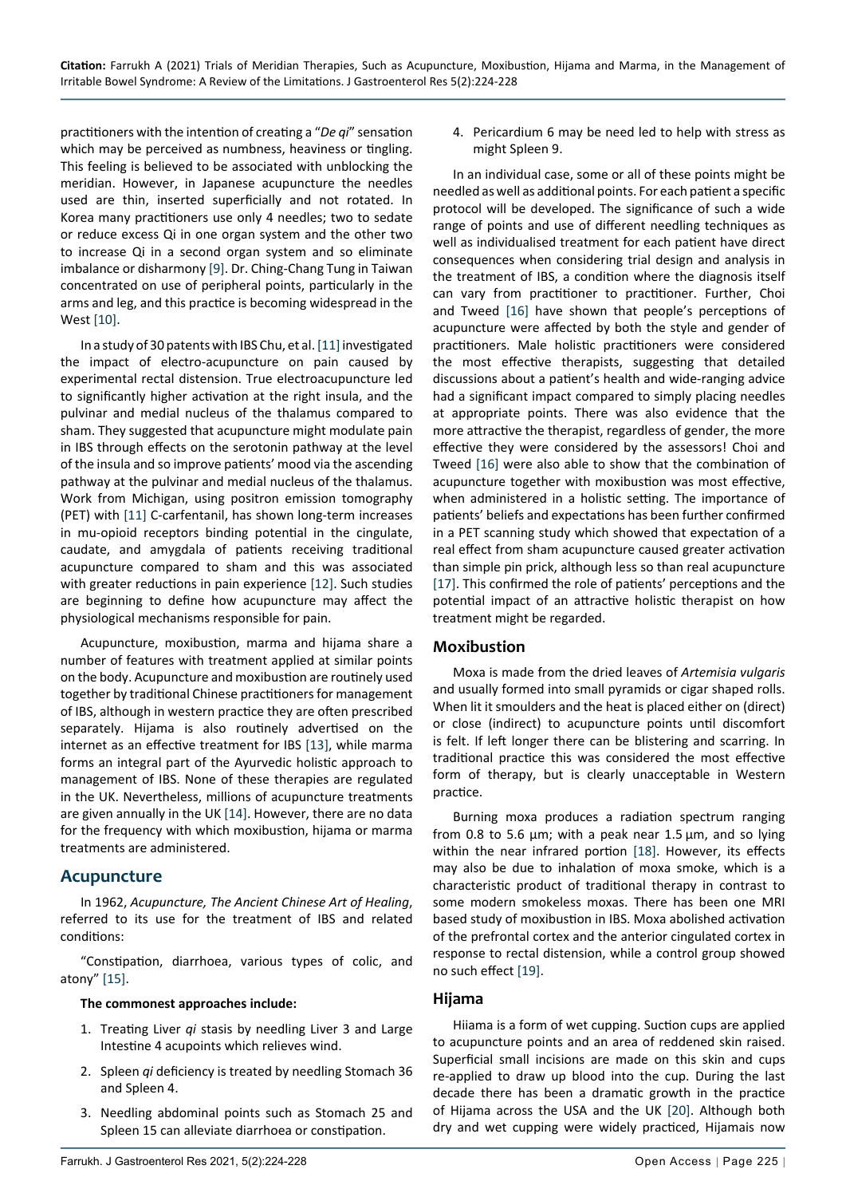practitioners with the intention of creating a "*De qi*" sensation which may be perceived as numbness, heaviness or tingling. This feeling is believed to be associated with unblocking the meridian. However, in Japanese acupuncture the needles used are thin, inserted superficially and not rotated. In Korea many practitioners use only 4 needles; two to sedate or reduce excess Qi in one organ system and the other two to increase Qi in a second organ system and so eliminate imbalance or disharmony [9]. Dr. Ching-Chang Tung in Taiwan concentrated on use of peripheral points, particularly in the arms and leg, and this practice is becoming widespread in the West [10].

In a study of 30 patents with IBS Chu, et al. [11] investigated the impact of electro-acupuncture on pain caused by experimental rectal distension. True electroacupuncture led to significantly higher activation at the right insula, and the pulvinar and medial nucleus of the thalamus compared to sham. They suggested that acupuncture might modulate pain in IBS through effects on the serotonin pathway at the level of the insula and so improve patients' mood via the ascending pathway at the pulvinar and medial nucleus of the thalamus. Work from Michigan, using positron emission tomography (PET) with [11] C-carfentanil, has shown long-term increases in mu-opioid receptors binding potential in the cingulate, caudate, and amygdala of patients receiving traditional acupuncture compared to sham and this was associated with greater reductions in pain experience [12]. Such studies are beginning to define how acupuncture may affect the physiological mechanisms responsible for pain.

Acupuncture, moxibustion, marma and hijama share a number of features with treatment applied at similar points on the body. Acupuncture and moxibustion are routinely used together by traditional Chinese practitioners for management of IBS, although in western practice they are often prescribed separately. Hijama is also routinely advertised on the internet as an effective treatment for IBS [13], while marma forms an integral part of the Ayurvedic holistic approach to management of IBS. None of these therapies are regulated in the UK. Nevertheless, millions of acupuncture treatments are given annually in the UK [14]. However, there are no data for the frequency with which moxibustion, hijama or marma treatments are administered.

## Acupuncture

In 1962, *Acupuncture, The Ancient Chinese Art of Healing*, referred to its use for the treatment of IBS and related conditions:

"Constipation, diarrhoea, various types of colic, and atony" [15].

**The commonest approaches include:**

1. Treating Liver *qi* stasis by needling Liver 3 and Large Intestine 4 acupoints which relieves wind.
2. Spleen *qi* deficiency is treated by needling Stomach 36 and Spleen 4.
3. Needling abdominal points such as Stomach 25 and Spleen 15 can alleviate diarrhoea or constipation.
4. Pericardium 6 may be need led to help with stress as might Spleen 9.

In an individual case, some or all of these points might be needled as well as additional points. For each patient a specific protocol will be developed. The significance of such a wide range of points and use of different needling techniques as well as individualised treatment for each patient have direct consequences when considering trial design and analysis in the treatment of IBS, a condition where the diagnosis itself can vary from practitioner to practitioner. Further, Choi and Tweed [16] have shown that people's perceptions of acupuncture were affected by both the style and gender of practitioners. Male holistic practitioners were considered the most effective therapists, suggesting that detailed discussions about a patient's health and wide-ranging advice had a significant impact compared to simply placing needles at appropriate points. There was also evidence that the more attractive the therapist, regardless of gender, the more effective they were considered by the assessors! Choi and Tweed [16] were also able to show that the combination of acupuncture together with moxibustion was most effective, when administered in a holistic setting. The importance of patients' beliefs and expectations has been further confirmed in a PET scanning study which showed that expectation of a real effect from sham acupuncture caused greater activation than simple pin prick, although less so than real acupuncture [17]. This confirmed the role of patients' perceptions and the potential impact of an attractive holistic therapist on how treatment might be regarded.

### Moxibustion

Moxa is made from the dried leaves of *Artemisia vulgaris* and usually formed into small pyramids or cigar shaped rolls. When lit it smoulders and the heat is placed either on (direct) or close (indirect) to acupuncture points until discomfort is felt. If left longer there can be blistering and scarring. In traditional practice this was considered the most effective form of therapy, but is clearly unacceptable in Western practice.

Burning moxa produces a radiation spectrum ranging from 0.8 to 5.6 µm; with a peak near 1.5 µm, and so lying within the near infrared portion [18]. However, its effects may also be due to inhalation of moxa smoke, which is a characteristic product of traditional therapy in contrast to some modern smokeless moxas. There has been one MRI based study of moxibustion in IBS. Moxa abolished activation of the prefrontal cortex and the anterior cingulated cortex in response to rectal distension, while a control group showed no such effect [19].

### Hijama

Hiiama is a form of wet cupping. Suction cups are applied to acupuncture points and an area of reddened skin raised. Superficial small incisions are made on this skin and cups re-applied to draw up blood into the cup. During the last decade there has been a dramatic growth in the practice of Hijama across the USA and the UK [20]. Although both dry and wet cupping were widely practiced, Hijamais now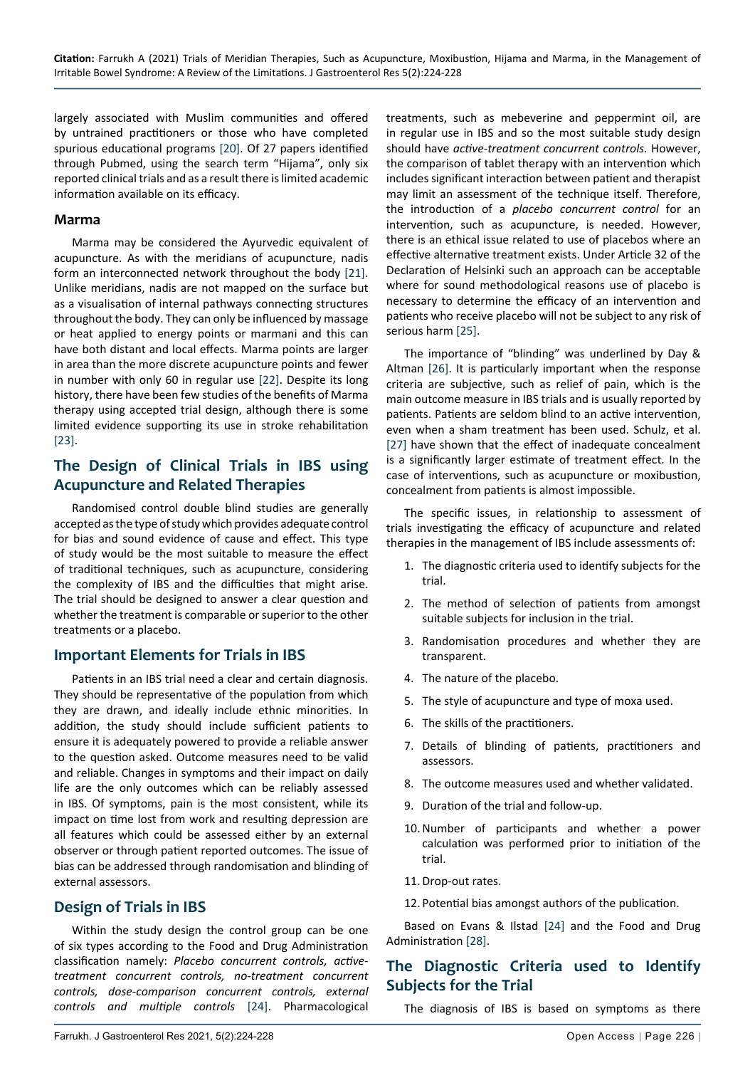largely associated with Muslim communities and offered by untrained practitioners or those who have completed spurious educational programs [20]. Of 27 papers identified through Pubmed, using the search term "Hijama", only six reported clinical trials and as a result there is limited academic information available on its efficacy.

### Marma

Marma may be considered the Ayurvedic equivalent of acupuncture. As with the meridians of acupuncture, nadis form an interconnected network throughout the body [21]. Unlike meridians, nadis are not mapped on the surface but as a visualisation of internal pathways connecting structures throughout the body. They can only be influenced by massage or heat applied to energy points or marmani and this can have both distant and local effects. Marma points are larger in area than the more discrete acupuncture points and fewer in number with only 60 in regular use [22]. Despite its long history, there have been few studies of the benefits of Marma therapy using accepted trial design, although there is some limited evidence supporting its use in stroke rehabilitation [23].

## The Design of Clinical Trials in IBS using Acupuncture and Related Therapies

Randomised control double blind studies are generally accepted as the type of study which provides adequate control for bias and sound evidence of cause and effect. This type of study would be the most suitable to measure the effect of traditional techniques, such as acupuncture, considering the complexity of IBS and the difficulties that might arise. The trial should be designed to answer a clear question and whether the treatment is comparable or superior to the other treatments or a placebo.

## Important Elements for Trials in IBS

Patients in an IBS trial need a clear and certain diagnosis. They should be representative of the population from which they are drawn, and ideally include ethnic minorities. In addition, the study should include sufficient patients to ensure it is adequately powered to provide a reliable answer to the question asked. Outcome measures need to be valid and reliable. Changes in symptoms and their impact on daily life are the only outcomes which can be reliably assessed in IBS. Of symptoms, pain is the most consistent, while its impact on time lost from work and resulting depression are all features which could be assessed either by an external observer or through patient reported outcomes. The issue of bias can be addressed through randomisation and blinding of external assessors.

## Design of Trials in IBS

Within the study design the control group can be one of six types according to the Food and Drug Administration classification namely: *Placebo concurrent controls, active-treatment concurrent controls, no-treatment concurrent controls, dose-comparison concurrent controls, external controls and multiple controls* [24]. Pharmacological treatments, such as mebeverine and peppermint oil, are in regular use in IBS and so the most suitable study design should have *active-treatment concurrent controls*. However, the comparison of tablet therapy with an intervention which includes significant interaction between patient and therapist may limit an assessment of the technique itself. Therefore, the introduction of a *placebo concurrent control* for an intervention, such as acupuncture, is needed. However, there is an ethical issue related to use of placebos where an effective alternative treatment exists. Under Article 32 of the Declaration of Helsinki such an approach can be acceptable where for sound methodological reasons use of placebo is necessary to determine the efficacy of an intervention and patients who receive placebo will not be subject to any risk of serious harm [25].

The importance of "blinding" was underlined by Day & Altman [26]. It is particularly important when the response criteria are subjective, such as relief of pain, which is the main outcome measure in IBS trials and is usually reported by patients. Patients are seldom blind to an active intervention, even when a sham treatment has been used. Schulz, et al. [27] have shown that the effect of inadequate concealment is a significantly larger estimate of treatment effect. In the case of interventions, such as acupuncture or moxibustion, concealment from patients is almost impossible.

The specific issues, in relationship to assessment of trials investigating the efficacy of acupuncture and related therapies in the management of IBS include assessments of:

1. The diagnostic criteria used to identify subjects for the trial.
2. The method of selection of patients from amongst suitable subjects for inclusion in the trial.
3. Randomisation procedures and whether they are transparent.
4. The nature of the placebo.
5. The style of acupuncture and type of moxa used.
6. The skills of the practitioners.
7. Details of blinding of patients, practitioners and assessors.
8. The outcome measures used and whether validated.
9. Duration of the trial and follow-up.
10. Number of participants and whether a power calculation was performed prior to initiation of the trial.
11. Drop-out rates.
12. Potential bias amongst authors of the publication.

Based on Evans & Ilstad [24] and the Food and Drug Administration [28].

## The Diagnostic Criteria used to Identify Subjects for the Trial

The diagnosis of IBS is based on symptoms as there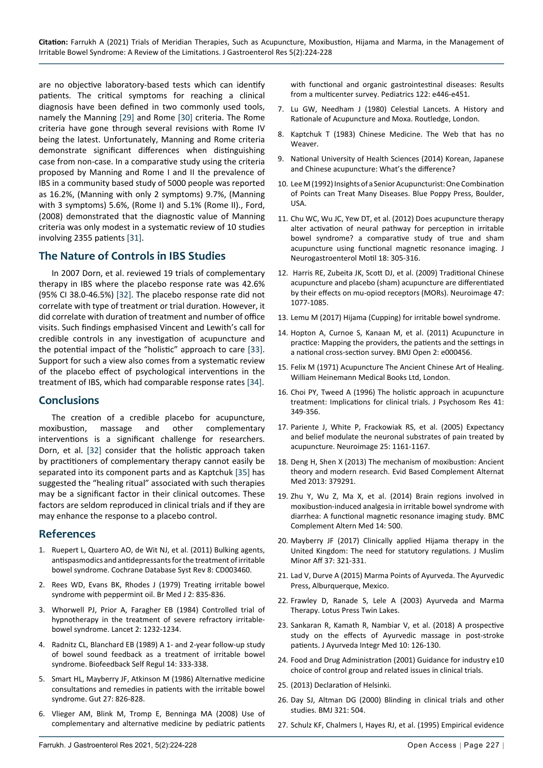are no objective laboratory-based tests which can identify patients. The critical symptoms for reaching a clinical diagnosis have been defined in two commonly used tools, namely the Manning [29] and Rome [30] criteria. The Rome criteria have gone through several revisions with Rome IV being the latest. Unfortunately, Manning and Rome criteria demonstrate significant differences when distinguishing case from non-case. In a comparative study using the criteria proposed by Manning and Rome I and II the prevalence of IBS in a community based study of 5000 people was reported as 16.2%, (Manning with only 2 symptoms) 9.7%, (Manning with 3 symptoms) 5.6%, (Rome I) and 5.1% (Rome II)., Ford, (2008) demonstrated that the diagnostic value of Manning criteria was only modest in a systematic review of 10 studies involving 2355 patients [31].

## The Nature of Controls in IBS Studies

In 2007 Dorn, et al. reviewed 19 trials of complementary therapy in IBS where the placebo response rate was 42.6% (95% CI 38.0-46.5%) [32]. The placebo response rate did not correlate with type of treatment or trial duration. However, it did correlate with duration of treatment and number of office visits. Such findings emphasised Vincent and Lewith's call for credible controls in any investigation of acupuncture and the potential impact of the "holistic" approach to care [33]. Support for such a view also comes from a systematic review of the placebo effect of psychological interventions in the treatment of IBS, which had comparable response rates [34].

## Conclusions

The creation of a credible placebo for acupuncture, moxibustion, massage and other complementary interventions is a significant challenge for researchers. Dorn, et al. [32] consider that the holistic approach taken by practitioners of complementary therapy cannot easily be separated into its component parts and as Kaptchuk [35] has suggested the "healing ritual" associated with such therapies may be a significant factor in their clinical outcomes. These factors are seldom reproduced in clinical trials and if they are may enhance the response to a placebo control.

## References

1. Ruepert L, Quartero AO, de Wit NJ, et al. (2011) Bulking agents, antispasmodics and antidepressants for the treatment of irritable bowel syndrome. Cochrane Database Syst Rev 8: CD003460.
2. Rees WD, Evans BK, Rhodes J (1979) Treating irritable bowel syndrome with peppermint oil. Br Med J 2: 835-836.
3. Whorwell PJ, Prior A, Faragher EB (1984) Controlled trial of hypnotherapy in the treatment of severe refractory irritable-bowel syndrome. Lancet 2: 1232-1234.
4. Radnitz CL, Blanchard EB (1989) A 1- and 2-year follow-up study of bowel sound feedback as a treatment of irritable bowel syndrome. Biofeedback Self Regul 14: 333-338.
5. Smart HL, Mayberry JF, Atkinson M (1986) Alternative medicine consultations and remedies in patients with the irritable bowel syndrome. Gut 27: 826-828.
6. Vlieger AM, Blink M, Tromp E, Benninga MA (2008) Use of complementary and alternative medicine by pediatric patients with functional and organic gastrointestinal diseases: Results from a multicenter survey. Pediatrics 122: e446-e451.
7. Lu GW, Needham J (1980) Celestial Lancets. A History and Rationale of Acupuncture and Moxa. Routledge, London.
8. Kaptchuk T (1983) Chinese Medicine. The Web that has no Weaver.
9. National University of Health Sciences (2014) Korean, Japanese and Chinese acupuncture: What's the difference?
10. Lee M (1992) Insights of a Senior Acupuncturist: One Combination of Points can Treat Many Diseases. Blue Poppy Press, Boulder, USA.
11. Chu WC, Wu JC, Yew DT, et al. (2012) Does acupuncture therapy alter activation of neural pathway for perception in irritable bowel syndrome? a comparative study of true and sham acupuncture using functional magnetic resonance imaging. J Neurogastroenterol Motil 18: 305-316.
12. Harris RE, Zubeita JK, Scott DJ, et al. (2009) Traditional Chinese acupuncture and placebo (sham) acupuncture are differentiated by their effects on mu-opioid receptors (MORs). Neuroimage 47: 1077-1085.
13. Lemu M (2017) Hijama (Cupping) for irritable bowel syndrome.
14. Hopton A, Curnoe S, Kanaan M, et al. (2011) Acupuncture in practice: Mapping the providers, the patients and the settings in a national cross-section survey. BMJ Open 2: e000456.
15. Felix M (1971) Acupuncture The Ancient Chinese Art of Healing. William Heinemann Medical Books Ltd, London.
16. Choi PY, Tweed A (1996) The holistic approach in acupuncture treatment: Implications for clinical trials. J Psychosom Res 41: 349-356.
17. Pariente J, White P, Frackowiak RS, et al. (2005) Expectancy and belief modulate the neuronal substrates of pain treated by acupuncture. Neuroimage 25: 1161-1167.
18. Deng H, Shen X (2013) The mechanism of moxibustion: Ancient theory and modern research. Evid Based Complement Alternat Med 2013: 379291.
19. Zhu Y, Wu Z, Ma X, et al. (2014) Brain regions involved in moxibustion-induced analgesia in irritable bowel syndrome with diarrhea: A functional magnetic resonance imaging study. BMC Complement Altern Med 14: 500.
20. Mayberry JF (2017) Clinically applied Hijama therapy in the United Kingdom: The need for statutory regulations. J Muslim Minor Aff 37: 321-331.
21. Lad V, Durve A (2015) Marma Points of Ayurveda. The Ayurvedic Press, Alburquerque, Mexico.
22. Frawley D, Ranade S, Lele A (2003) Ayurveda and Marma Therapy. Lotus Press Twin Lakes.
23. Sankaran R, Kamath R, Nambiar V, et al. (2018) A prospective study on the effects of Ayurvedic massage in post-stroke patients. J Ayurveda Integr Med 10: 126-130.
24. Food and Drug Administration (2001) Guidance for industry e10 choice of control group and related issues in clinical trials.
25. (2013) Declaration of Helsinki.
26. Day SJ, Altman DG (2000) Blinding in clinical trials and other studies. BMJ 321: 504.
27. Schulz KF, Chalmers I, Hayes RJ, et al. (1995) Empirical evidence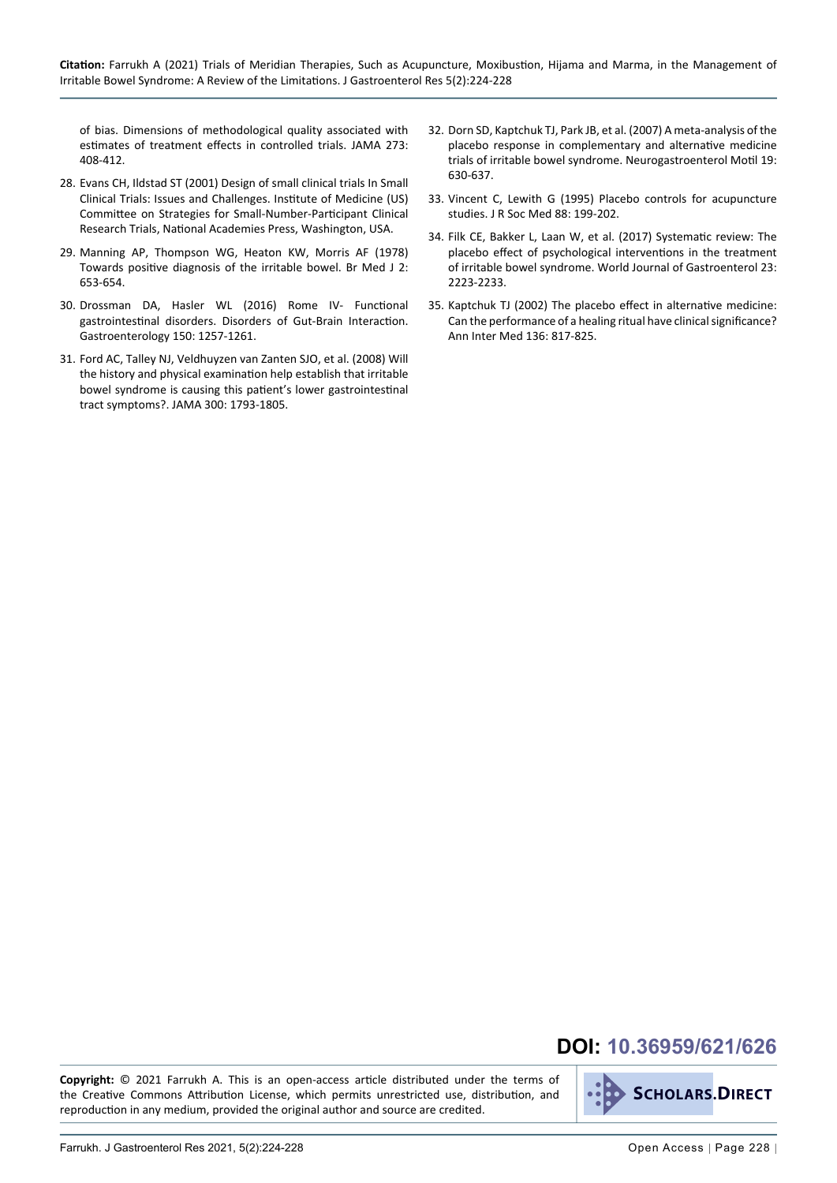of bias. Dimensions of methodological quality associated with estimates of treatment effects in controlled trials. JAMA 273: 408-412.

28. Evans CH, Ildstad ST (2001) Design of small clinical trials In Small Clinical Trials: Issues and Challenges. Institute of Medicine (US) Committee on Strategies for Small-Number-Participant Clinical Research Trials, National Academies Press, Washington, USA.
29. Manning AP, Thompson WG, Heaton KW, Morris AF (1978) Towards positive diagnosis of the irritable bowel. Br Med J 2: 653-654.
30. Drossman DA, Hasler WL (2016) Rome IV- Functional gastrointestinal disorders. Disorders of Gut-Brain Interaction. Gastroenterology 150: 1257-1261.
31. Ford AC, Talley NJ, Veldhuyzen van Zanten SJO, et al. (2008) Will the history and physical examination help establish that irritable bowel syndrome is causing this patient's lower gastrointestinal tract symptoms?. JAMA 300: 1793-1805.
32. Dorn SD, Kaptchuk TJ, Park JB, et al. (2007) A meta-analysis of the placebo response in complementary and alternative medicine trials of irritable bowel syndrome. Neurogastroenterol Motil 19: 630-637.
33. Vincent C, Lewith G (1995) Placebo controls for acupuncture studies. J R Soc Med 88: 199-202.
34. Filk CE, Bakker L, Laan W, et al. (2017) Systematic review: The placebo effect of psychological interventions in the treatment of irritable bowel syndrome. World Journal of Gastroenterol 23: 2223-2233.
35. Kaptchuk TJ (2002) The placebo effect in alternative medicine: Can the performance of a healing ritual have clinical significance? Ann Inter Med 136: 817-825.

**DOI: 10.36959/621/626**

**Copyright:** © 2021 Farrukh A. This is an open-access article distributed under the terms of the Creative Commons Attribution License, which permits unrestricted use, distribution, and reproduction in any medium, provided the original author and source are credited.